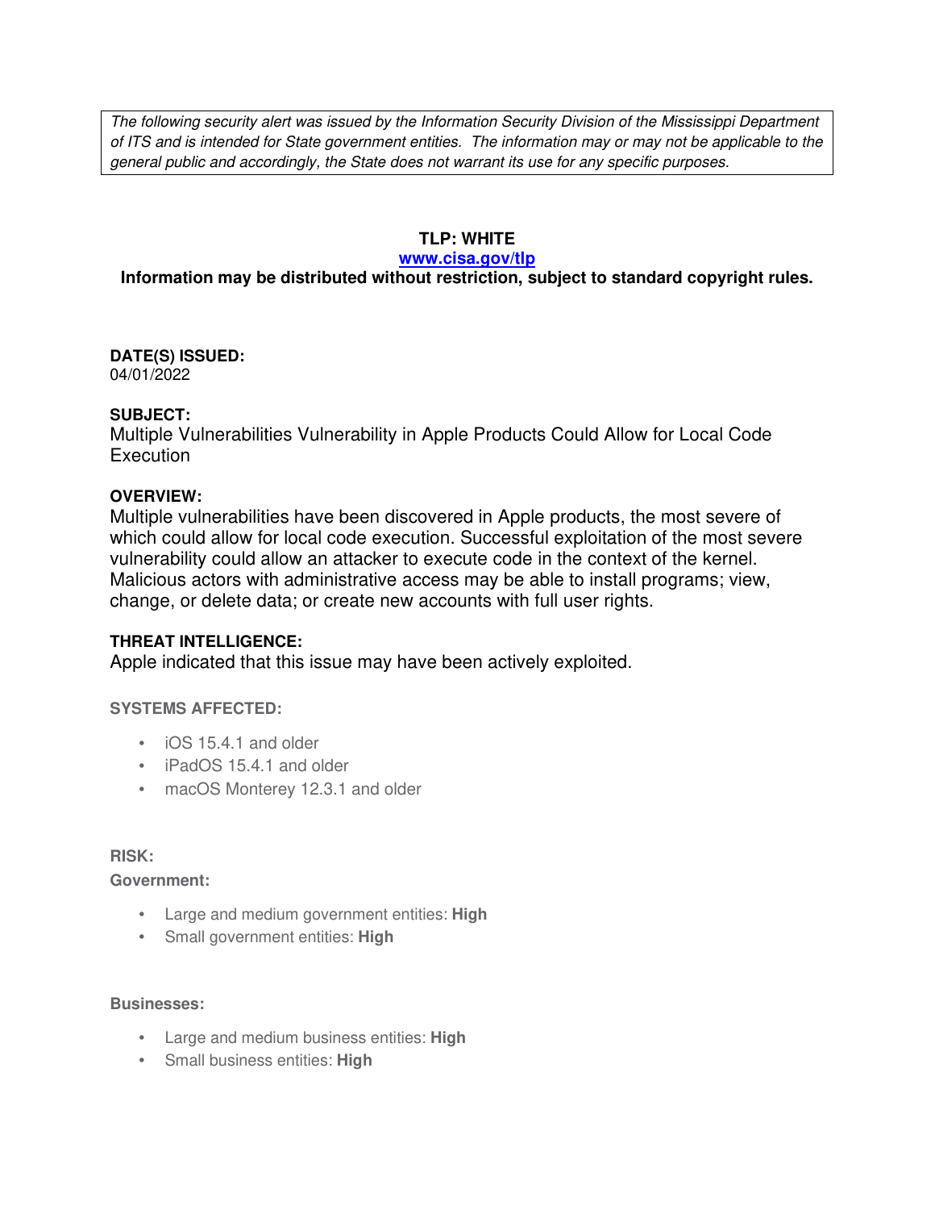*The following security alert was issued by the Information Security Division of the Mississippi Department of ITS and is intended for State government entities. The information may or may not be applicable to the general public and accordingly, the State does not warrant its use for any specific purposes.*

**TLP: WHITE**

**www.cisa.gov/tlp**

**Information may be distributed without restriction, subject to standard copyright rules.**

**DATE(S) ISSUED:**
04/01/2022

**SUBJECT:**
Multiple Vulnerabilities Vulnerability in Apple Products Could Allow for Local Code Execution

**OVERVIEW:**
Multiple vulnerabilities have been discovered in Apple products, the most severe of which could allow for local code execution. Successful exploitation of the most severe vulnerability could allow an attacker to execute code in the context of the kernel. Malicious actors with administrative access may be able to install programs; view, change, or delete data; or create new accounts with full user rights.

**THREAT INTELLIGENCE:**
Apple indicated that this issue may have been actively exploited.

**SYSTEMS AFFECTED:**

- iOS 15.4.1 and older
- iPadOS 15.4.1 and older
- macOS Monterey 12.3.1 and older

**RISK:**

**Government:**

- Large and medium government entities: **High**
- Small government entities: **High**

**Businesses:**

- Large and medium business entities: **High**
- Small business entities: **High**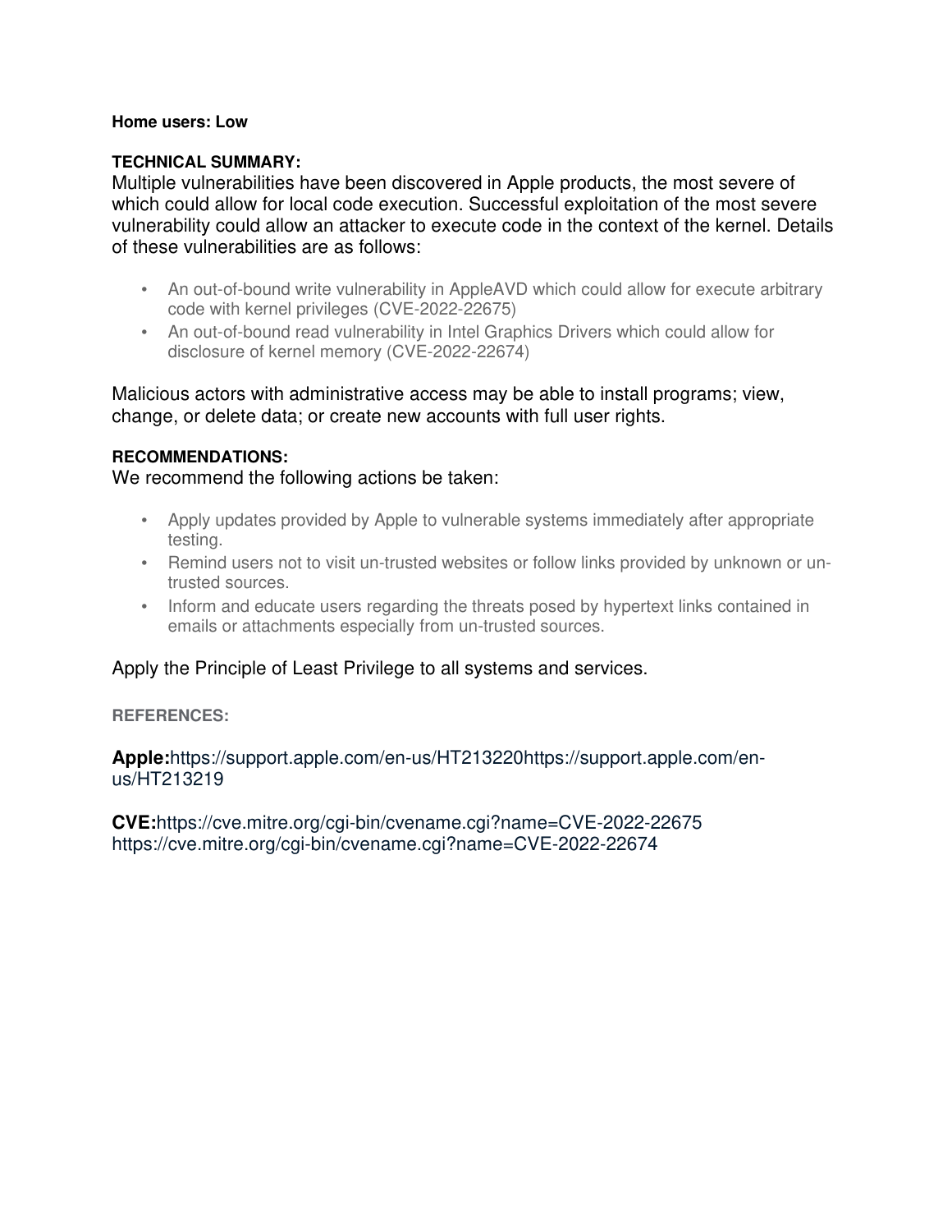**Home users: Low**

**TECHNICAL SUMMARY:**

Multiple vulnerabilities have been discovered in Apple products, the most severe of which could allow for local code execution. Successful exploitation of the most severe vulnerability could allow an attacker to execute code in the context of the kernel. Details of these vulnerabilities are as follows:

- An out-of-bound write vulnerability in AppleAVD which could allow for execute arbitrary code with kernel privileges (CVE-2022-22675)
- An out-of-bound read vulnerability in Intel Graphics Drivers which could allow for disclosure of kernel memory (CVE-2022-22674)

Malicious actors with administrative access may be able to install programs; view, change, or delete data; or create new accounts with full user rights.

**RECOMMENDATIONS:**

We recommend the following actions be taken:

- Apply updates provided by Apple to vulnerable systems immediately after appropriate testing.
- Remind users not to visit un-trusted websites or follow links provided by unknown or un-trusted sources.
- Inform and educate users regarding the threats posed by hypertext links contained in emails or attachments especially from un-trusted sources.

Apply the Principle of Least Privilege to all systems and services.

**REFERENCES:**

**Apple:**https://support.apple.com/en-us/HT213220https://support.apple.com/en-us/HT213219

**CVE:**https://cve.mitre.org/cgi-bin/cvename.cgi?name=CVE-2022-22675
https://cve.mitre.org/cgi-bin/cvename.cgi?name=CVE-2022-22674